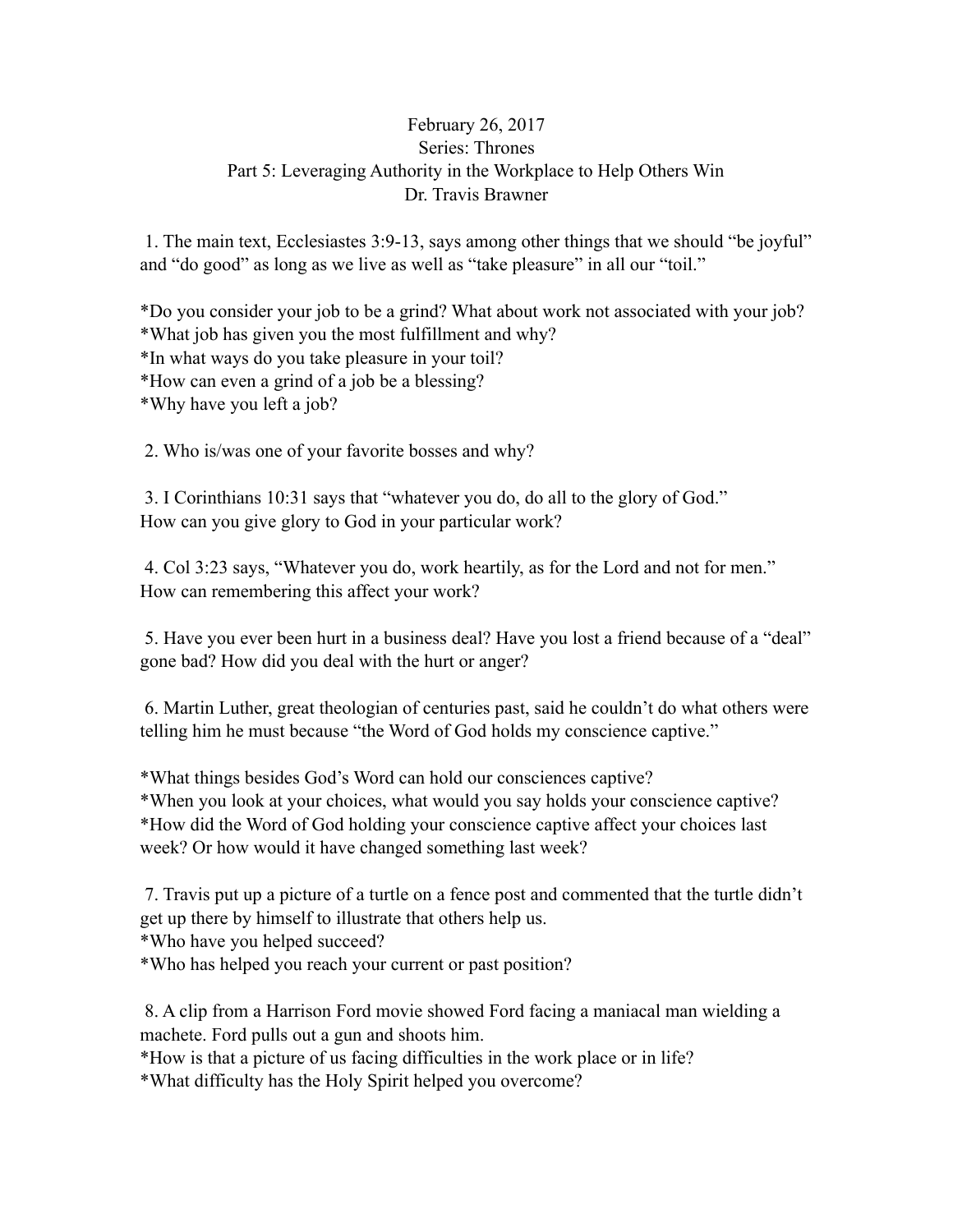February 26, 2017
Series: Thrones
Part 5: Leveraging Authority in the Workplace to Help Others Win
Dr. Travis Brawner

1. The main text, Ecclesiastes 3:9-13, says among other things that we should "be joyful" and "do good" as long as we live as well as "take pleasure" in all our "toil."

*Do you consider your job to be a grind? What about work not associated with your job?
*What job has given you the most fulfillment and why?
*In what ways do you take pleasure in your toil?
*How can even a grind of a job be a blessing?
*Why have you left a job?

2. Who is/was one of your favorite bosses and why?

3. I Corinthians 10:31 says that "whatever you do, do all to the glory of God."
How can you give glory to God in your particular work?

4. Col 3:23 says, "Whatever you do, work heartily, as for the Lord and not for men."
How can remembering this affect your work?

5. Have you ever been hurt in a business deal? Have you lost a friend because of a "deal" gone bad? How did you deal with the hurt or anger?

6. Martin Luther, great theologian of centuries past, said he couldn't do what others were telling him he must because "the Word of God holds my conscience captive."

*What things besides God's Word can hold our consciences captive?
*When you look at your choices, what would you say holds your conscience captive?
*How did the Word of God holding your conscience captive affect your choices last week? Or how would it have changed something last week?

7. Travis put up a picture of a turtle on a fence post and commented that the turtle didn't get up there by himself to illustrate that others help us.
*Who have you helped succeed?
*Who has helped you reach your current or past position?

8. A clip from a Harrison Ford movie showed Ford facing a maniacal man wielding a machete. Ford pulls out a gun and shoots him.
*How is that a picture of us facing difficulties in the work place or in life?
*What difficulty has the Holy Spirit helped you overcome?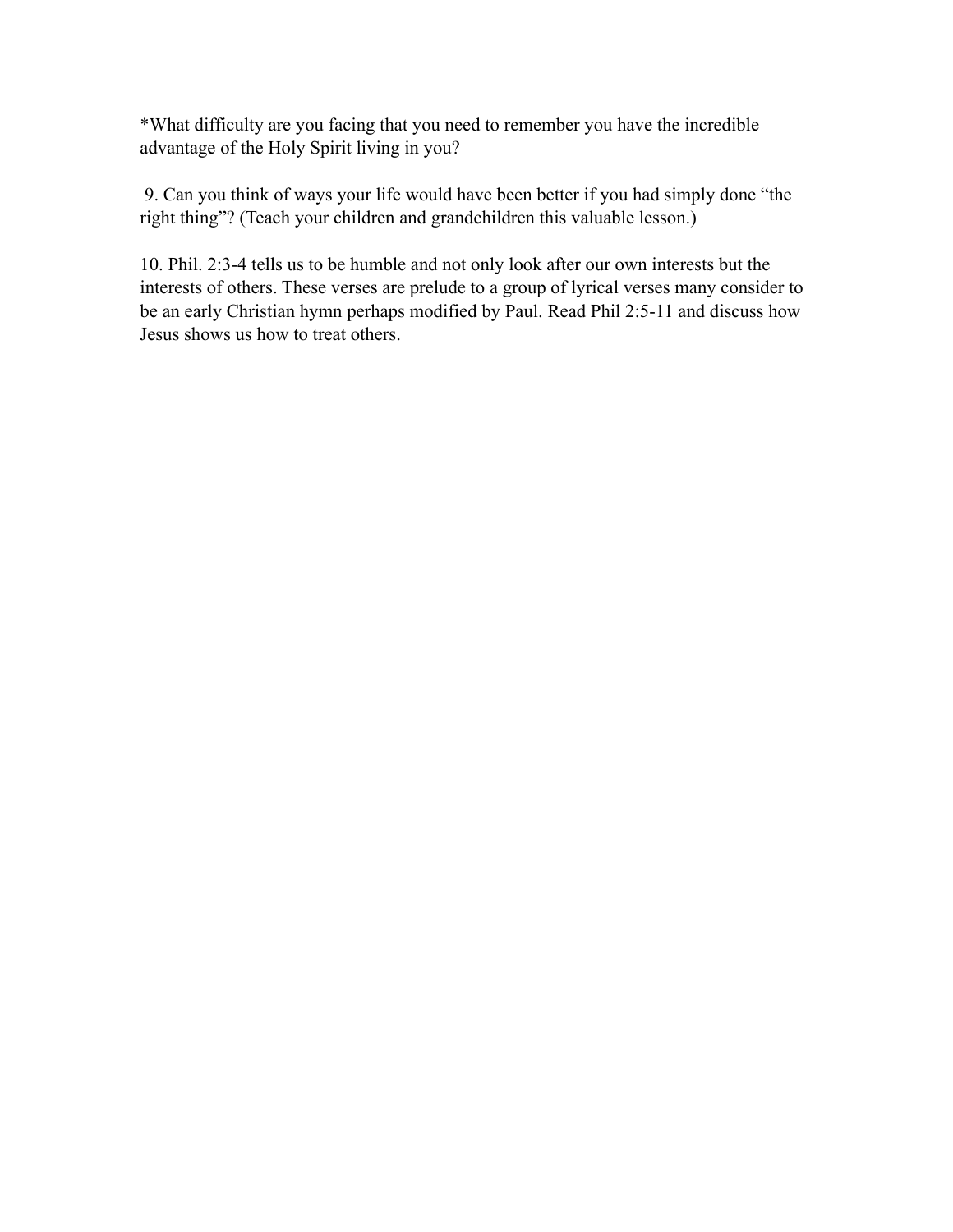*What difficulty are you facing that you need to remember you have the incredible advantage of the Holy Spirit living in you?

9. Can you think of ways your life would have been better if you had simply done "the right thing"? (Teach your children and grandchildren this valuable lesson.)

10. Phil. 2:3-4 tells us to be humble and not only look after our own interests but the interests of others. These verses are prelude to a group of lyrical verses many consider to be an early Christian hymn perhaps modified by Paul. Read Phil 2:5-11 and discuss how Jesus shows us how to treat others.